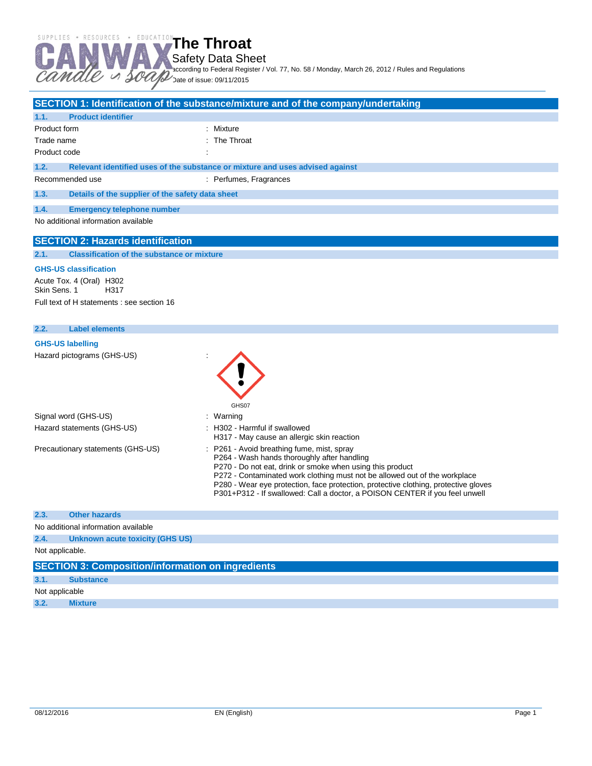# The Throat

Safety Data Sheet

according to Federal Register / Vol. 77, No. 58 / Monday, March 26, 2012 / Rules and Regulations

Date of issue: 09/11/2015

## SECTION 1: Identification of the substance/mixture and of the company/undertaking

### 1.1. Product identifier

| | |
|---|---|
| Product form | : Mixture |
| Trade name | : The Throat |
| Product code | : |

### 1.2. Relevant identified uses of the substance or mixture and uses advised against

| | |
|---|---|
| Recommended use | : Perfumes, Fragrances |

### 1.3. Details of the supplier of the safety data sheet

### 1.4. Emergency telephone number

No additional information available

## SECTION 2: Hazards identification

### 2.1. Classification of the substance or mixture

**GHS-US classification**

Acute Tox. 4 (Oral) H302
Skin Sens. 1 H317

Full text of H statements : see section 16

### 2.2. Label elements

**GHS-US labelling**

Hazard pictograms (GHS-US) :

GHS07

| | |
|---|---|
| Signal word (GHS-US) | : Warning |
| Hazard statements (GHS-US) | : H302 - Harmful if swallowed<br>H317 - May cause an allergic skin reaction |
| Precautionary statements (GHS-US) | : P261 - Avoid breathing fume, mist, spray<br>P264 - Wash hands thoroughly after handling<br>P270 - Do not eat, drink or smoke when using this product<br>P272 - Contaminated work clothing must not be allowed out of the workplace<br>P280 - Wear eye protection, face protection, protective clothing, protective gloves<br>P301+P312 - If swallowed: Call a doctor, a POISON CENTER if you feel unwell |

### 2.3. Other hazards

No additional information available

### 2.4. Unknown acute toxicity (GHS US)

Not applicable.

## SECTION 3: Composition/information on ingredients

### 3.1. Substance

Not applicable

### 3.2. Mixture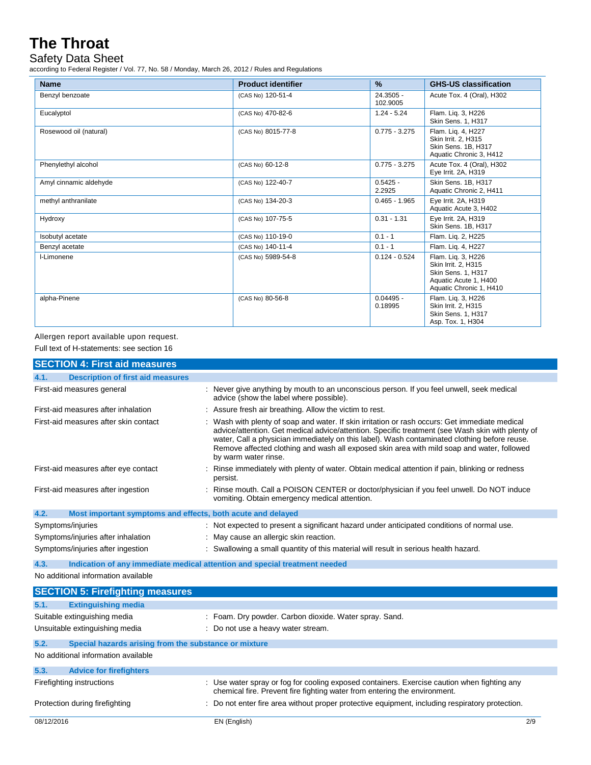| Name | Product identifier | % | GHS-US classification |
| --- | --- | --- | --- |
| Benzyl benzoate | (CAS No) 120-51-4 | 24.3505 - 102.9005 | Acute Tox. 4 (Oral), H302 |
| Eucalyptol | (CAS No) 470-82-6 | 1.24 - 5.24 | Flam. Liq. 3, H226<br>Skin Sens. 1, H317 |
| Rosewood oil (natural) | (CAS No) 8015-77-8 | 0.775 - 3.275 | Flam. Liq. 4, H227<br>Skin Irrit. 2, H315<br>Skin Sens. 1B, H317<br>Aquatic Chronic 3, H412 |
| Phenylethyl alcohol | (CAS No) 60-12-8 | 0.775 - 3.275 | Acute Tox. 4 (Oral), H302<br>Eye Irrit. 2A, H319 |
| Amyl cinnamic aldehyde | (CAS No) 122-40-7 | 0.5425 - 2.2925 | Skin Sens. 1B, H317<br>Aquatic Chronic 2, H411 |
| methyl anthranilate | (CAS No) 134-20-3 | 0.465 - 1.965 | Eye Irrit. 2A, H319<br>Aquatic Acute 3, H402 |
| Hydroxy | (CAS No) 107-75-5 | 0.31 - 1.31 | Eye Irrit. 2A, H319<br>Skin Sens. 1B, H317 |
| Isobutyl acetate | (CAS No) 110-19-0 | 0.1 - 1 | Flam. Liq. 2, H225 |
| Benzyl acetate | (CAS No) 140-11-4 | 0.1 - 1 | Flam. Liq. 4, H227 |
| l-Limonene | (CAS No) 5989-54-8 | 0.124 - 0.524 | Flam. Liq. 3, H226<br>Skin Irrit. 2, H315<br>Skin Sens. 1, H317<br>Aquatic Acute 1, H400<br>Aquatic Chronic 1, H410 |
| alpha-Pinene | (CAS No) 80-56-8 | 0.04495 - 0.18995 | Flam. Liq. 3, H226<br>Skin Irrit. 2, H315<br>Skin Sens. 1, H317<br>Asp. Tox. 1, H304 |

Allergen report available upon request.

Full text of H-statements: see section 16

## SECTION 4: First aid measures

### 4.1. Description of first aid measures

First-aid measures general : Never give anything by mouth to an unconscious person. If you feel unwell, seek medical advice (show the label where possible).

First-aid measures after inhalation : Assure fresh air breathing. Allow the victim to rest.

First-aid measures after skin contact : Wash with plenty of soap and water. If skin irritation or rash occurs: Get immediate medical advice/attention. Get medical advice/attention. Specific treatment (see Wash skin with plenty of water, Call a physician immediately on this label). Wash contaminated clothing before reuse. Remove affected clothing and wash all exposed skin area with mild soap and water, followed by warm water rinse.

First-aid measures after eye contact : Rinse immediately with plenty of water. Obtain medical attention if pain, blinking or redness persist.

First-aid measures after ingestion : Rinse mouth. Call a POISON CENTER or doctor/physician if you feel unwell. Do NOT induce vomiting. Obtain emergency medical attention.

### 4.2. Most important symptoms and effects, both acute and delayed

Symptoms/injuries : Not expected to present a significant hazard under anticipated conditions of normal use.

Symptoms/injuries after inhalation : May cause an allergic skin reaction.

Symptoms/injuries after ingestion : Swallowing a small quantity of this material will result in serious health hazard.

### 4.3. Indication of any immediate medical attention and special treatment needed

No additional information available

## SECTION 5: Firefighting measures

### 5.1. Extinguishing media

Suitable extinguishing media : Foam. Dry powder. Carbon dioxide. Water spray. Sand.

Unsuitable extinguishing media : Do not use a heavy water stream.

### 5.2. Special hazards arising from the substance or mixture

No additional information available

### 5.3. Advice for firefighters

Firefighting instructions : Use water spray or fog for cooling exposed containers. Exercise caution when fighting any chemical fire. Prevent fire fighting water from entering the environment.

Protection during firefighting : Do not enter fire area without proper protective equipment, including respiratory protection.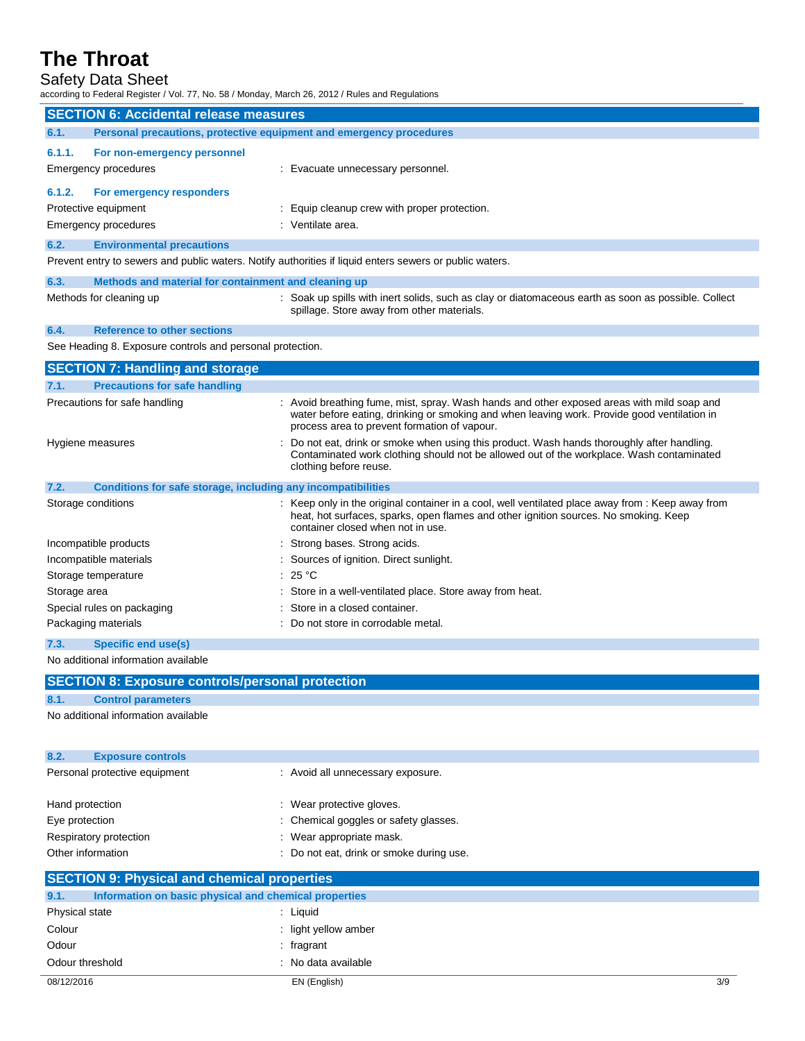## SECTION 6: Accidental release measures

### 6.1. Personal precautions, protective equipment and emergency procedures

#### 6.1.1. For non-emergency personnel

| | |
|---|---|
| Emergency procedures | : Evacuate unnecessary personnel. |

#### 6.1.2. For emergency responders

| | |
|---|---|
| Protective equipment | : Equip cleanup crew with proper protection. |
| Emergency procedures | : Ventilate area. |

### 6.2. Environmental precautions

Prevent entry to sewers and public waters. Notify authorities if liquid enters sewers or public waters.

### 6.3. Methods and material for containment and cleaning up

| | |
|---|---|
| Methods for cleaning up | : Soak up spills with inert solids, such as clay or diatomaceous earth as soon as possible. Collect spillage. Store away from other materials. |

### 6.4. Reference to other sections

See Heading 8. Exposure controls and personal protection.

## SECTION 7: Handling and storage

### 7.1. Precautions for safe handling

| | |
|---|---|
| Precautions for safe handling | : Avoid breathing fume, mist, spray. Wash hands and other exposed areas with mild soap and water before eating, drinking or smoking and when leaving work. Provide good ventilation in process area to prevent formation of vapour. |
| Hygiene measures | : Do not eat, drink or smoke when using this product. Wash hands thoroughly after handling. Contaminated work clothing should not be allowed out of the workplace. Wash contaminated clothing before reuse. |

### 7.2. Conditions for safe storage, including any incompatibilities

| | |
|---|---|
| Storage conditions | : Keep only in the original container in a cool, well ventilated place away from : Keep away from heat, hot surfaces, sparks, open flames and other ignition sources. No smoking. Keep container closed when not in use. |
| Incompatible products | : Strong bases. Strong acids. |
| Incompatible materials | : Sources of ignition. Direct sunlight. |
| Storage temperature | : 25 °C |
| Storage area | : Store in a well-ventilated place. Store away from heat. |
| Special rules on packaging | : Store in a closed container. |
| Packaging materials | : Do not store in corrodable metal. |

### 7.3. Specific end use(s)

No additional information available

## SECTION 8: Exposure controls/personal protection

### 8.1. Control parameters

No additional information available

### 8.2. Exposure controls

| | |
|---|---|
| Personal protective equipment | : Avoid all unnecessary exposure. |
| Hand protection | : Wear protective gloves. |
| Eye protection | : Chemical goggles or safety glasses. |
| Respiratory protection | : Wear appropriate mask. |
| Other information | : Do not eat, drink or smoke during use. |

## SECTION 9: Physical and chemical properties

### 9.1. Information on basic physical and chemical properties

| | |
|---|---|
| Physical state | : Liquid |
| Colour | : light yellow amber |
| Odour | : fragrant |
| Odour threshold | : No data available |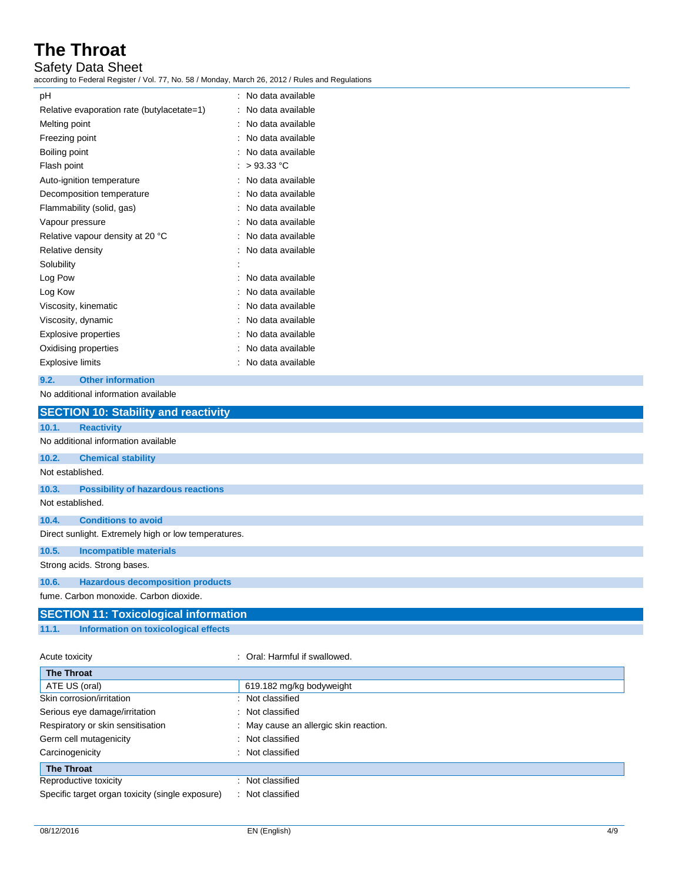| | |
|---|---|
| pH | : No data available |
| Relative evaporation rate (butylacetate=1) | : No data available |
| Melting point | : No data available |
| Freezing point | : No data available |
| Boiling point | : No data available |
| Flash point | : > 93.33 °C |
| Auto-ignition temperature | : No data available |
| Decomposition temperature | : No data available |
| Flammability (solid, gas) | : No data available |
| Vapour pressure | : No data available |
| Relative vapour density at 20 °C | : No data available |
| Relative density | : No data available |
| Solubility | : |
| Log Pow | : No data available |
| Log Kow | : No data available |
| Viscosity, kinematic | : No data available |
| Viscosity, dynamic | : No data available |
| Explosive properties | : No data available |
| Oxidising properties | : No data available |
| Explosive limits | : No data available |

### 9.2. Other information

No additional information available

## SECTION 10: Stability and reactivity

### 10.1. Reactivity

No additional information available

### 10.2. Chemical stability

Not established.

### 10.3. Possibility of hazardous reactions

Not established.

### 10.4. Conditions to avoid

Direct sunlight. Extremely high or low temperatures.

### 10.5. Incompatible materials

Strong acids. Strong bases.

### 10.6. Hazardous decomposition products

fume. Carbon monoxide. Carbon dioxide.

## SECTION 11: Toxicological information

### 11.1. Information on toxicological effects

Acute toxicity : Oral: Harmful if swallowed.

| The Throat | |
|---|---|
| ATE US (oral) | 619.182 mg/kg bodyweight |

| | |
|---|---|
| Skin corrosion/irritation | : Not classified |
| Serious eye damage/irritation | : Not classified |
| Respiratory or skin sensitisation | : May cause an allergic skin reaction. |
| Germ cell mutagenicity | : Not classified |
| Carcinogenicity | : Not classified |

| The Throat | |
|---|---|

| | |
|---|---|
| Reproductive toxicity | : Not classified |
| Specific target organ toxicity (single exposure) | : Not classified |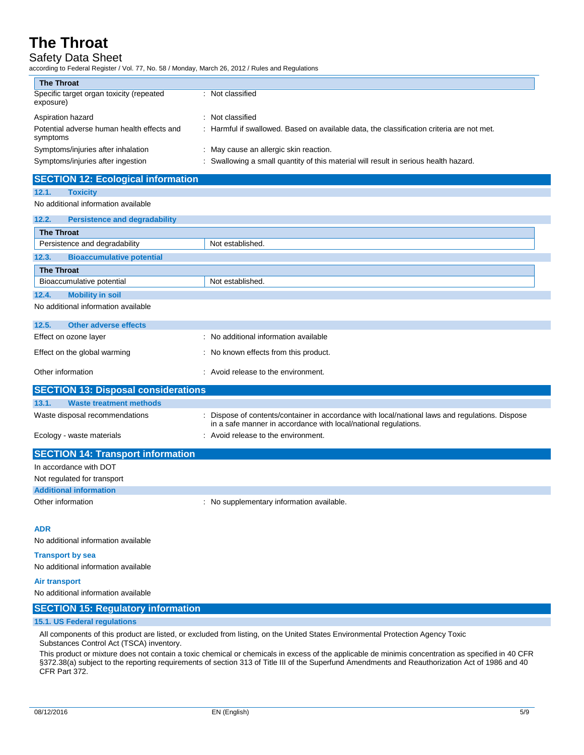| The Throat | |
|---|---|
| Specific target organ toxicity (repeated exposure) | : Not classified |
| Aspiration hazard | : Not classified |
| Potential adverse human health effects and symptoms | : Harmful if swallowed. Based on available data, the classification criteria are not met. |
| Symptoms/injuries after inhalation | : May cause an allergic skin reaction. |
| Symptoms/injuries after ingestion | : Swallowing a small quantity of this material will result in serious health hazard. |

## SECTION 12: Ecological information

### 12.1. Toxicity

No additional information available

### 12.2. Persistence and degradability

| The Throat | |
|---|---|
| Persistence and degradability | Not established. |

### 12.3. Bioaccumulative potential

| The Throat | |
|---|---|
| Bioaccumulative potential | Not established. |

### 12.4. Mobility in soil

No additional information available

### 12.5. Other adverse effects

| | |
|---|---|
| Effect on ozone layer | : No additional information available |
| Effect on the global warming | : No known effects from this product. |
| Other information | : Avoid release to the environment. |

## SECTION 13: Disposal considerations

### 13.1. Waste treatment methods

| | |
|---|---|
| Waste disposal recommendations | : Dispose of contents/container in accordance with local/national laws and regulations. Dispose in a safe manner in accordance with local/national regulations. |
| Ecology - waste materials | : Avoid release to the environment. |

## SECTION 14: Transport information

In accordance with DOT

Not regulated for transport

### Additional information

| | |
|---|---|
| Other information | : No supplementary information available. |

#### ADR

No additional information available

#### Transport by sea

No additional information available

#### Air transport

No additional information available

## SECTION 15: Regulatory information

### 15.1. US Federal regulations

All components of this product are listed, or excluded from listing, on the United States Environmental Protection Agency Toxic Substances Control Act (TSCA) inventory.

This product or mixture does not contain a toxic chemical or chemicals in excess of the applicable de minimis concentration as specified in 40 CFR §372.38(a) subject to the reporting requirements of section 313 of Title III of the Superfund Amendments and Reauthorization Act of 1986 and 40 CFR Part 372.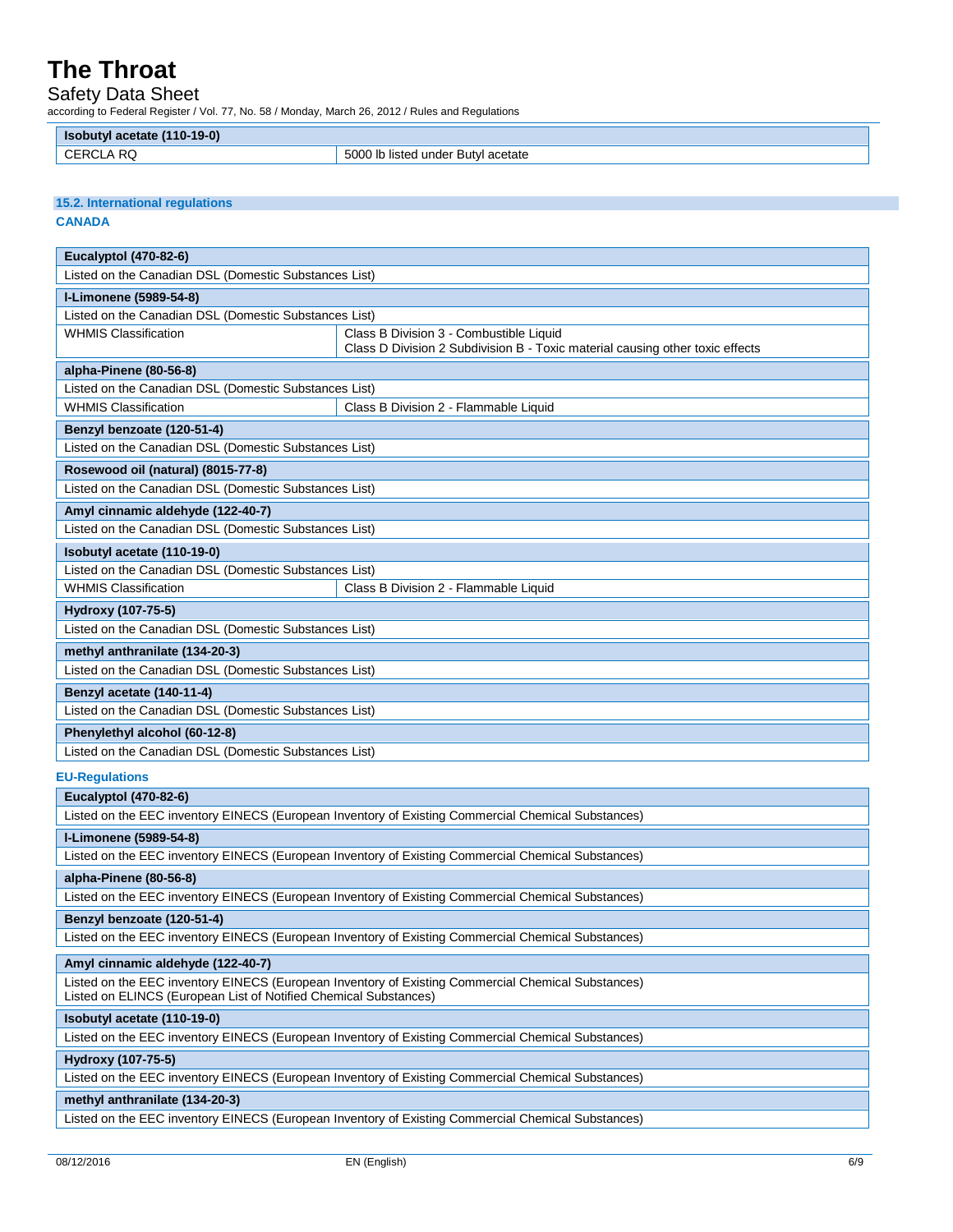| Isobutyl acetate (110-19-0) | |
|---|---|
| CERCLA RQ | 5000 lb listed under Butyl acetate |

### 15.2. International regulations

**CANADA**

| Eucalyptol (470-82-6) | |
|---|---|
| Listed on the Canadian DSL (Domestic Substances List) | |

| l-Limonene (5989-54-8) | |
|---|---|
| Listed on the Canadian DSL (Domestic Substances List) | |
| WHMIS Classification | Class B Division 3 - Combustible Liquid<br>Class D Division 2 Subdivision B - Toxic material causing other toxic effects |

| alpha-Pinene (80-56-8) | |
|---|---|
| Listed on the Canadian DSL (Domestic Substances List) | |
| WHMIS Classification | Class B Division 2 - Flammable Liquid |

| Benzyl benzoate (120-51-4) |
|---|
| Listed on the Canadian DSL (Domestic Substances List) |

| Rosewood oil (natural) (8015-77-8) |
|---|
| Listed on the Canadian DSL (Domestic Substances List) |

| Amyl cinnamic aldehyde (122-40-7) |
|---|
| Listed on the Canadian DSL (Domestic Substances List) |

| Isobutyl acetate (110-19-0) | |
|---|---|
| Listed on the Canadian DSL (Domestic Substances List) | |
| WHMIS Classification | Class B Division 2 - Flammable Liquid |

| Hydroxy (107-75-5) |
|---|
| Listed on the Canadian DSL (Domestic Substances List) |

| methyl anthranilate (134-20-3) |
|---|
| Listed on the Canadian DSL (Domestic Substances List) |

| Benzyl acetate (140-11-4) |
|---|
| Listed on the Canadian DSL (Domestic Substances List) |

| Phenylethyl alcohol (60-12-8) |
|---|
| Listed on the Canadian DSL (Domestic Substances List) |

**EU-Regulations**

| Eucalyptol (470-82-6) |
|---|
| Listed on the EEC inventory EINECS (European Inventory of Existing Commercial Chemical Substances) |

| l-Limonene (5989-54-8) |
|---|
| Listed on the EEC inventory EINECS (European Inventory of Existing Commercial Chemical Substances) |

| alpha-Pinene (80-56-8) |
|---|
| Listed on the EEC inventory EINECS (European Inventory of Existing Commercial Chemical Substances) |

| Benzyl benzoate (120-51-4) |
|---|
| Listed on the EEC inventory EINECS (European Inventory of Existing Commercial Chemical Substances) |

| Amyl cinnamic aldehyde (122-40-7) |
|---|
| Listed on the EEC inventory EINECS (European Inventory of Existing Commercial Chemical Substances)<br>Listed on ELINCS (European List of Notified Chemical Substances) |

| Isobutyl acetate (110-19-0) |
|---|
| Listed on the EEC inventory EINECS (European Inventory of Existing Commercial Chemical Substances) |

| Hydroxy (107-75-5) |
|---|
| Listed on the EEC inventory EINECS (European Inventory of Existing Commercial Chemical Substances) |

| methyl anthranilate (134-20-3) |
|---|
| Listed on the EEC inventory EINECS (European Inventory of Existing Commercial Chemical Substances) |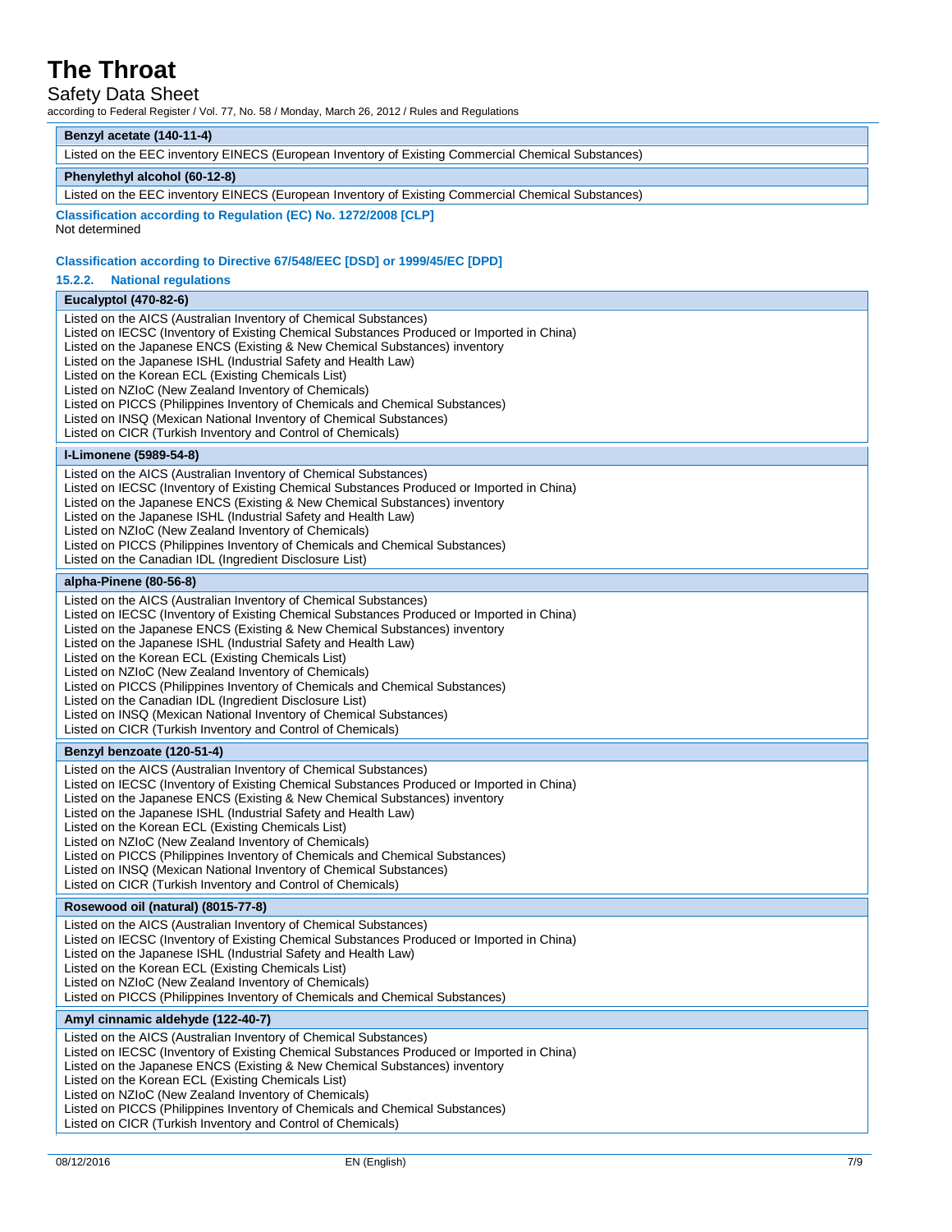| Benzyl acetate (140-11-4) |
| --- |
| Listed on the EEC inventory EINECS (European Inventory of Existing Commercial Chemical Substances) |

| Phenylethyl alcohol (60-12-8) |
| --- |
| Listed on the EEC inventory EINECS (European Inventory of Existing Commercial Chemical Substances) |

**Classification according to Regulation (EC) No. 1272/2008 [CLP]**

Not determined

**Classification according to Directive 67/548/EEC [DSD] or 1999/45/EC [DPD]**

### 15.2.2. National regulations

| Eucalyptol (470-82-6) |
| --- |
| Listed on the AICS (Australian Inventory of Chemical Substances)<br>Listed on IECSC (Inventory of Existing Chemical Substances Produced or Imported in China)<br>Listed on the Japanese ENCS (Existing & New Chemical Substances) inventory<br>Listed on the Japanese ISHL (Industrial Safety and Health Law)<br>Listed on the Korean ECL (Existing Chemicals List)<br>Listed on NZIoC (New Zealand Inventory of Chemicals)<br>Listed on PICCS (Philippines Inventory of Chemicals and Chemical Substances)<br>Listed on INSQ (Mexican National Inventory of Chemical Substances)<br>Listed on CICR (Turkish Inventory and Control of Chemicals) |

| l-Limonene (5989-54-8) |
| --- |
| Listed on the AICS (Australian Inventory of Chemical Substances)<br>Listed on IECSC (Inventory of Existing Chemical Substances Produced or Imported in China)<br>Listed on the Japanese ENCS (Existing & New Chemical Substances) inventory<br>Listed on the Japanese ISHL (Industrial Safety and Health Law)<br>Listed on NZIoC (New Zealand Inventory of Chemicals)<br>Listed on PICCS (Philippines Inventory of Chemicals and Chemical Substances)<br>Listed on the Canadian IDL (Ingredient Disclosure List) |

| alpha-Pinene (80-56-8) |
| --- |
| Listed on the AICS (Australian Inventory of Chemical Substances)<br>Listed on IECSC (Inventory of Existing Chemical Substances Produced or Imported in China)<br>Listed on the Japanese ENCS (Existing & New Chemical Substances) inventory<br>Listed on the Japanese ISHL (Industrial Safety and Health Law)<br>Listed on the Korean ECL (Existing Chemicals List)<br>Listed on NZIoC (New Zealand Inventory of Chemicals)<br>Listed on PICCS (Philippines Inventory of Chemicals and Chemical Substances)<br>Listed on the Canadian IDL (Ingredient Disclosure List)<br>Listed on INSQ (Mexican National Inventory of Chemical Substances)<br>Listed on CICR (Turkish Inventory and Control of Chemicals) |

| Benzyl benzoate (120-51-4) |
| --- |
| Listed on the AICS (Australian Inventory of Chemical Substances)<br>Listed on IECSC (Inventory of Existing Chemical Substances Produced or Imported in China)<br>Listed on the Japanese ENCS (Existing & New Chemical Substances) inventory<br>Listed on the Japanese ISHL (Industrial Safety and Health Law)<br>Listed on the Korean ECL (Existing Chemicals List)<br>Listed on NZIoC (New Zealand Inventory of Chemicals)<br>Listed on PICCS (Philippines Inventory of Chemicals and Chemical Substances)<br>Listed on INSQ (Mexican National Inventory of Chemical Substances)<br>Listed on CICR (Turkish Inventory and Control of Chemicals) |

| Rosewood oil (natural) (8015-77-8) |
| --- |
| Listed on the AICS (Australian Inventory of Chemical Substances)<br>Listed on IECSC (Inventory of Existing Chemical Substances Produced or Imported in China)<br>Listed on the Japanese ISHL (Industrial Safety and Health Law)<br>Listed on the Korean ECL (Existing Chemicals List)<br>Listed on NZIoC (New Zealand Inventory of Chemicals)<br>Listed on PICCS (Philippines Inventory of Chemicals and Chemical Substances) |

| Amyl cinnamic aldehyde (122-40-7) |
| --- |
| Listed on the AICS (Australian Inventory of Chemical Substances)<br>Listed on IECSC (Inventory of Existing Chemical Substances Produced or Imported in China)<br>Listed on the Japanese ENCS (Existing & New Chemical Substances) inventory<br>Listed on the Korean ECL (Existing Chemicals List)<br>Listed on NZIoC (New Zealand Inventory of Chemicals)<br>Listed on PICCS (Philippines Inventory of Chemicals and Chemical Substances)<br>Listed on CICR (Turkish Inventory and Control of Chemicals) |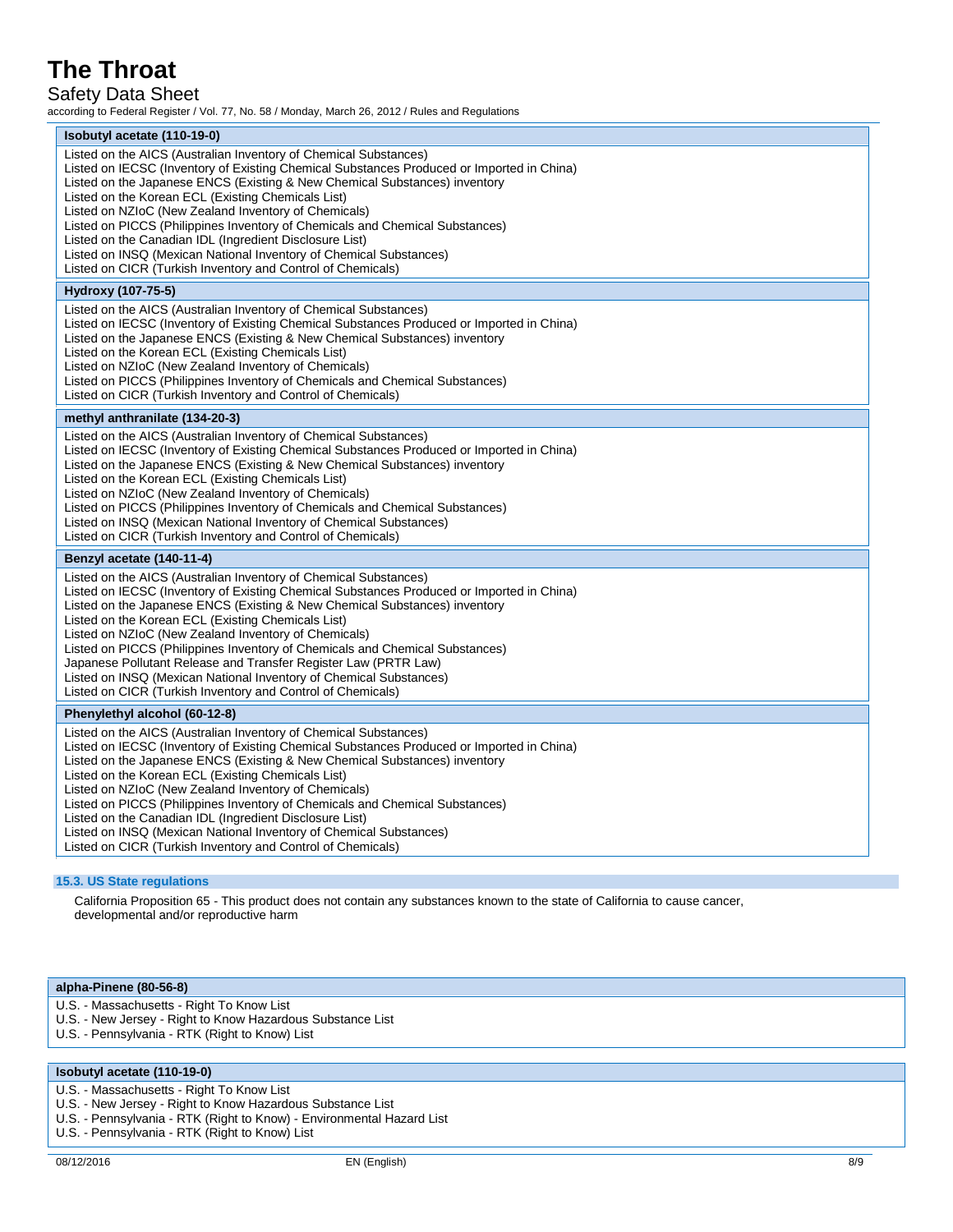| Isobutyl acetate (110-19-0) |
|---|
| Listed on the AICS (Australian Inventory of Chemical Substances)<br>Listed on IECSC (Inventory of Existing Chemical Substances Produced or Imported in China)<br>Listed on the Japanese ENCS (Existing & New Chemical Substances) inventory<br>Listed on the Korean ECL (Existing Chemicals List)<br>Listed on NZIoC (New Zealand Inventory of Chemicals)<br>Listed on PICCS (Philippines Inventory of Chemicals and Chemical Substances)<br>Listed on the Canadian IDL (Ingredient Disclosure List)<br>Listed on INSQ (Mexican National Inventory of Chemical Substances)<br>Listed on CICR (Turkish Inventory and Control of Chemicals) |

| Hydroxy (107-75-5) |
|---|
| Listed on the AICS (Australian Inventory of Chemical Substances)<br>Listed on IECSC (Inventory of Existing Chemical Substances Produced or Imported in China)<br>Listed on the Japanese ENCS (Existing & New Chemical Substances) inventory<br>Listed on the Korean ECL (Existing Chemicals List)<br>Listed on NZIoC (New Zealand Inventory of Chemicals)<br>Listed on PICCS (Philippines Inventory of Chemicals and Chemical Substances)<br>Listed on CICR (Turkish Inventory and Control of Chemicals) |

| methyl anthranilate (134-20-3) |
|---|
| Listed on the AICS (Australian Inventory of Chemical Substances)<br>Listed on IECSC (Inventory of Existing Chemical Substances Produced or Imported in China)<br>Listed on the Japanese ENCS (Existing & New Chemical Substances) inventory<br>Listed on the Korean ECL (Existing Chemicals List)<br>Listed on NZIoC (New Zealand Inventory of Chemicals)<br>Listed on PICCS (Philippines Inventory of Chemicals and Chemical Substances)<br>Listed on INSQ (Mexican National Inventory of Chemical Substances)<br>Listed on CICR (Turkish Inventory and Control of Chemicals) |

| Benzyl acetate (140-11-4) |
|---|
| Listed on the AICS (Australian Inventory of Chemical Substances)<br>Listed on IECSC (Inventory of Existing Chemical Substances Produced or Imported in China)<br>Listed on the Japanese ENCS (Existing & New Chemical Substances) inventory<br>Listed on the Korean ECL (Existing Chemicals List)<br>Listed on NZIoC (New Zealand Inventory of Chemicals)<br>Listed on PICCS (Philippines Inventory of Chemicals and Chemical Substances)<br>Japanese Pollutant Release and Transfer Register Law (PRTR Law)<br>Listed on INSQ (Mexican National Inventory of Chemical Substances)<br>Listed on CICR (Turkish Inventory and Control of Chemicals) |

| Phenylethyl alcohol (60-12-8) |
|---|
| Listed on the AICS (Australian Inventory of Chemical Substances)<br>Listed on IECSC (Inventory of Existing Chemical Substances Produced or Imported in China)<br>Listed on the Japanese ENCS (Existing & New Chemical Substances) inventory<br>Listed on the Korean ECL (Existing Chemicals List)<br>Listed on NZIoC (New Zealand Inventory of Chemicals)<br>Listed on PICCS (Philippines Inventory of Chemicals and Chemical Substances)<br>Listed on the Canadian IDL (Ingredient Disclosure List)<br>Listed on INSQ (Mexican National Inventory of Chemical Substances)<br>Listed on CICR (Turkish Inventory and Control of Chemicals) |

### 15.3. US State regulations

California Proposition 65 - This product does not contain any substances known to the state of California to cause cancer, developmental and/or reproductive harm

| alpha-Pinene (80-56-8) |
|---|
| U.S. - Massachusetts - Right To Know List<br>U.S. - New Jersey - Right to Know Hazardous Substance List<br>U.S. - Pennsylvania - RTK (Right to Know) List |

| Isobutyl acetate (110-19-0) |
|---|
| U.S. - Massachusetts - Right To Know List<br>U.S. - New Jersey - Right to Know Hazardous Substance List<br>U.S. - Pennsylvania - RTK (Right to Know) - Environmental Hazard List<br>U.S. - Pennsylvania - RTK (Right to Know) List |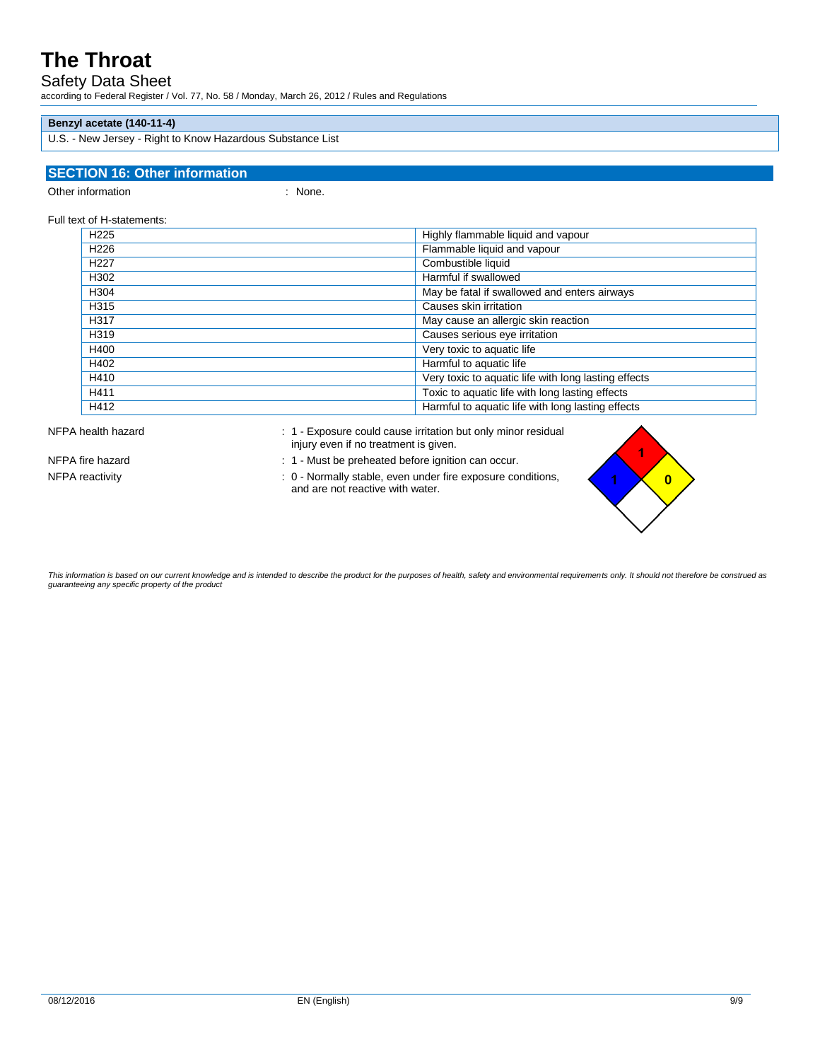| Benzyl acetate (140-11-4) |
| --- |
| U.S. - New Jersey - Right to Know Hazardous Substance List |

## SECTION 16: Other information

Other information : None.

Full text of H-statements:

| | |
| --- | --- |
| H225 | Highly flammable liquid and vapour |
| H226 | Flammable liquid and vapour |
| H227 | Combustible liquid |
| H302 | Harmful if swallowed |
| H304 | May be fatal if swallowed and enters airways |
| H315 | Causes skin irritation |
| H317 | May cause an allergic skin reaction |
| H319 | Causes serious eye irritation |
| H400 | Very toxic to aquatic life |
| H402 | Harmful to aquatic life |
| H410 | Very toxic to aquatic life with long lasting effects |
| H411 | Toxic to aquatic life with long lasting effects |
| H412 | Harmful to aquatic life with long lasting effects |

NFPA health hazard : 1 - Exposure could cause irritation but only minor residual injury even if no treatment is given.

NFPA fire hazard : 1 - Must be preheated before ignition can occur.

NFPA reactivity : 0 - Normally stable, even under fire exposure conditions, and are not reactive with water.

1
1
0

*This information is based on our current knowledge and is intended to describe the product for the purposes of health, safety and environmental requirements only. It should not therefore be construed as guaranteeing any specific property of the product*